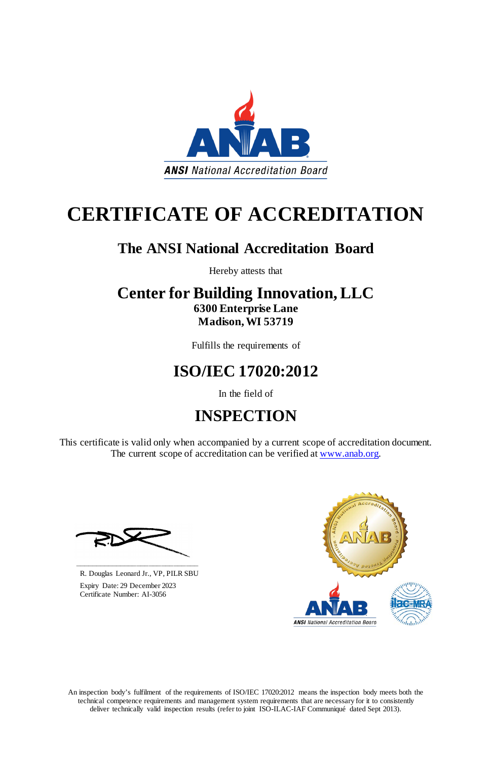ANSI National Accreditation Board

# CERTIFICATE OF ACCREDITATION

## The ANSI National Accreditation Board

Hereby attests that

## Center for Building Innovation, LLC

**6300 Enterprise Lane**
**Madison, WI 53719**

Fulfills the requirements of

## ISO/IEC 17020:2012

In the field of

## INSPECTION

This certificate is valid only when accompanied by a current scope of accreditation document.
The current scope of accreditation can be verified at [www.anab.org](http://www.anab.org).

R. Douglas Leonard Jr., VP, PILR SBU
Expiry Date: 29 December 2023
Certificate Number: AI-3056

An inspection body's fulfilment of the requirements of ISO/IEC 17020:2012 means the inspection body meets both the technical competence requirements and management system requirements that are necessary for it to consistently deliver technically valid inspection results (refer to joint ISO-ILAC-IAF Communiqué dated Sept 2013).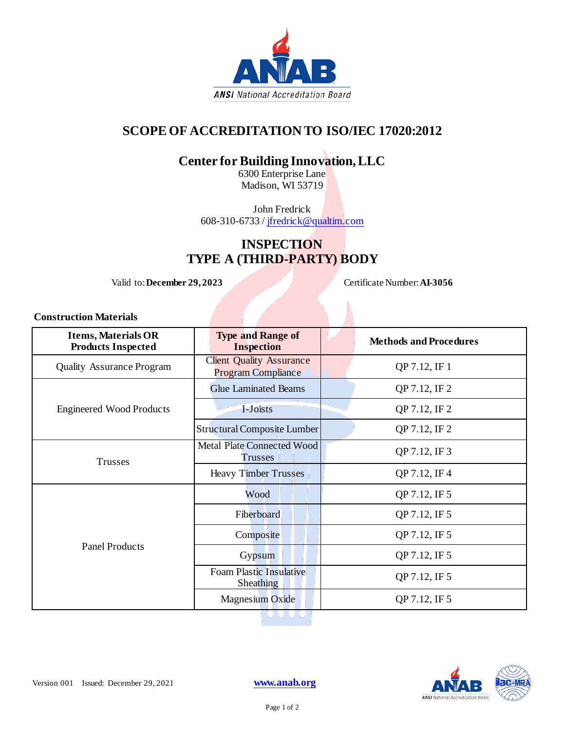# SCOPE OF ACCREDITATION TO ISO/IEC 17020:2012

## Center for Building Innovation, LLC

6300 Enterprise Lane
Madison, WI 53719

John Fredrick
608-310-6733 / jfredrick@qualtim.com

## INSPECTION
## TYPE A (THIRD-PARTY) BODY

Valid to: **December 29, 2023**

Certificate Number: **AI-3056**

**Construction Materials**

| Items, Materials OR Products Inspected | Type and Range of Inspection | Methods and Procedures |
|---|---|---|
| Quality Assurance Program | Client Quality Assurance Program Compliance | QP 7.12, IF 1 |
| Engineered Wood Products | Glue Laminated Beams | QP 7.12, IF 2 |
| | I-Joists | QP 7.12, IF 2 |
| | Structural Composite Lumber | QP 7.12, IF 2 |
| Trusses | Metal Plate Connected Wood Trusses | QP 7.12, IF 3 |
| | Heavy Timber Trusses | QP 7.12, IF 4 |
| Panel Products | Wood | QP 7.12, IF 5 |
| | Fiberboard | QP 7.12, IF 5 |
| | Composite | QP 7.12, IF 5 |
| | Gypsum | QP 7.12, IF 5 |
| | Foam Plastic Insulative Sheathing | QP 7.12, IF 5 |
| | Magnesium Oxide | QP 7.12, IF 5 |

Version 001 Issued: December 29, 2021

**www.anab.org**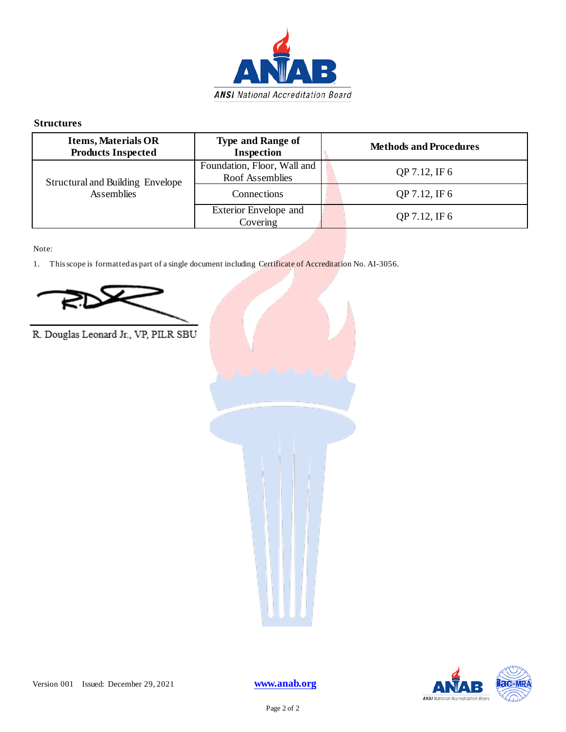## Structures

| Items, Materials OR Products Inspected | Type and Range of Inspection | Methods and Procedures |
|---|---|---|
| Structural and Building Envelope Assemblies | Foundation, Floor, Wall and Roof Assemblies | QP 7.12, IF 6 |
| | Connections | QP 7.12, IF 6 |
| | Exterior Envelope and Covering | QP 7.12, IF 6 |

Note:

1. This scope is formatted as part of a single document including Certificate of Accreditation No. AI-3056.

R. Douglas Leonard Jr., VP, PILR SBU

Version 001 Issued: December 29, 2021

www.anab.org